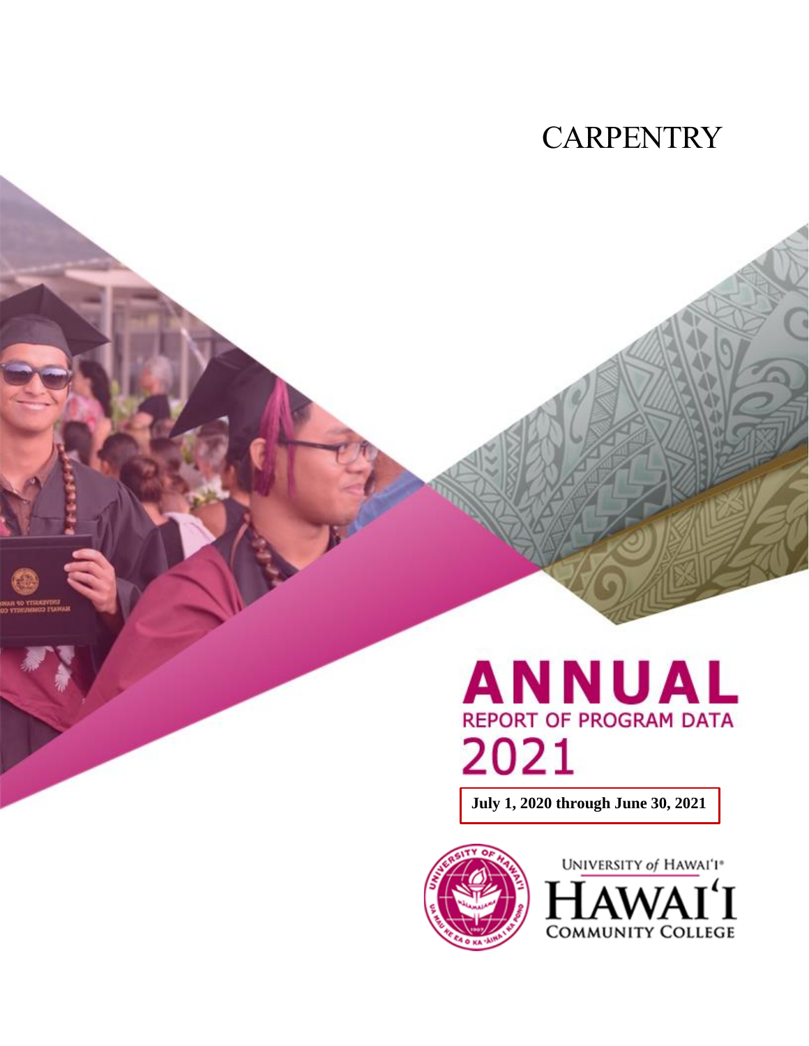# CARPENTRY

# ANNUAL

## REPORT OF PROGRAM DATA

## 2021

**July 1, 2020 through June 30, 2021**

UNIVERSITY of HAWAI'I®

HAWAI'I COMMUNITY COLLEGE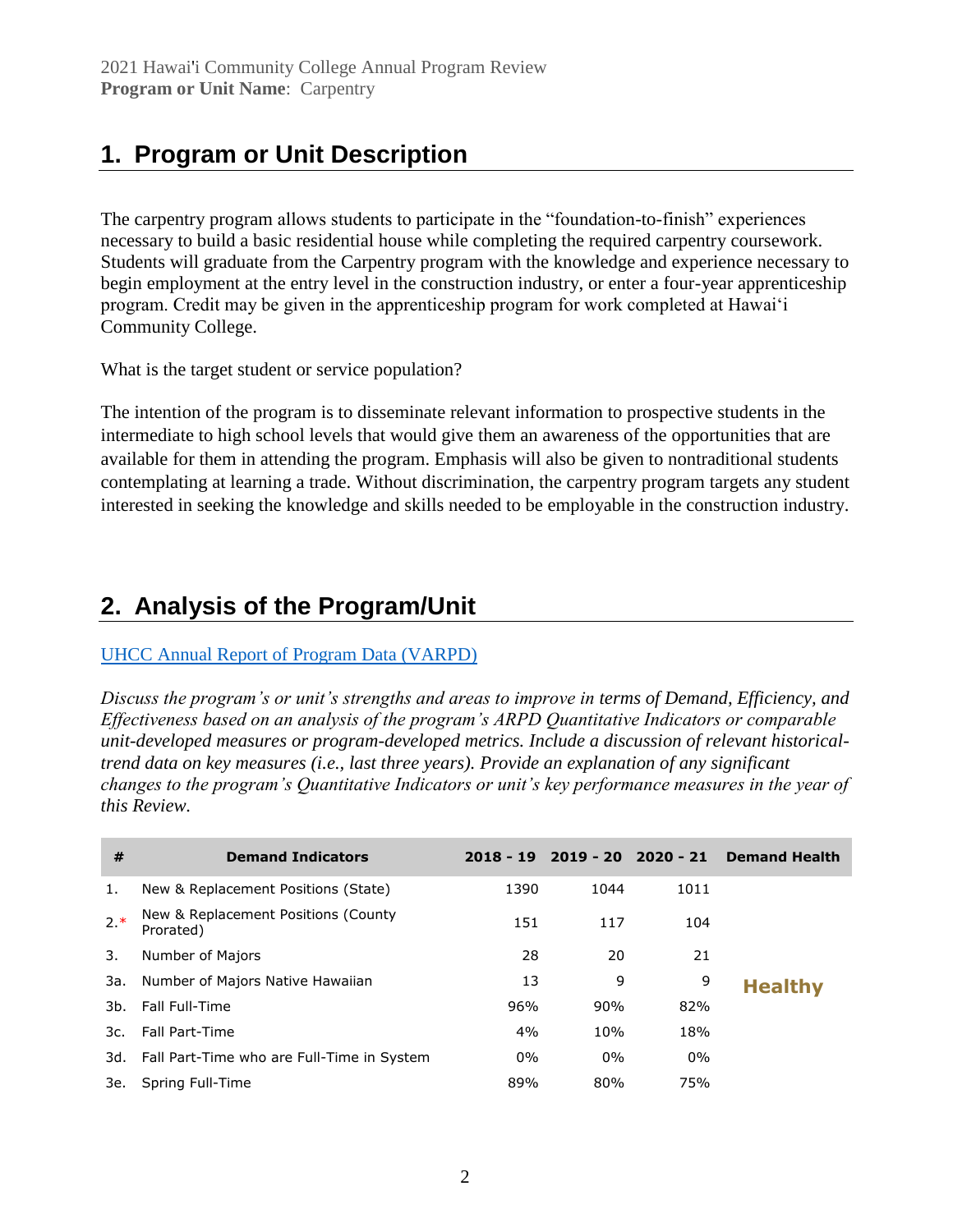## 1. Program or Unit Description

The carpentry program allows students to participate in the "foundation-to-finish" experiences necessary to build a basic residential house while completing the required carpentry coursework. Students will graduate from the Carpentry program with the knowledge and experience necessary to begin employment at the entry level in the construction industry, or enter a four-year apprenticeship program. Credit may be given in the apprenticeship program for work completed at Hawai'i Community College.

What is the target student or service population?

The intention of the program is to disseminate relevant information to prospective students in the intermediate to high school levels that would give them an awareness of the opportunities that are available for them in attending the program. Emphasis will also be given to nontraditional students contemplating at learning a trade. Without discrimination, the carpentry program targets any student interested in seeking the knowledge and skills needed to be employable in the construction industry.

## 2. Analysis of the Program/Unit

UHCC Annual Report of Program Data (VARPD)

*Discuss the program's or unit's strengths and areas to improve in terms of Demand, Efficiency, and Effectiveness based on an analysis of the program's ARPD Quantitative Indicators or comparable unit-developed measures or program-developed metrics. Include a discussion of relevant historical-trend data on key measures (i.e., last three years). Provide an explanation of any significant changes to the program's Quantitative Indicators or unit's key performance measures in the year of this Review.*

| # | Demand Indicators | 2018 - 19 | 2019 - 20 | 2020 - 21 | Demand Health |
|---|---|---|---|---|---|
| 1. | New & Replacement Positions (State) | 1390 | 1044 | 1011 | |
| 2.* | New & Replacement Positions (County Prorated) | 151 | 117 | 104 | |
| 3. | Number of Majors | 28 | 20 | 21 | |
| 3a. | Number of Majors Native Hawaiian | 13 | 9 | 9 | Healthy |
| 3b. | Fall Full-Time | 96% | 90% | 82% | |
| 3c. | Fall Part-Time | 4% | 10% | 18% | |
| 3d. | Fall Part-Time who are Full-Time in System | 0% | 0% | 0% | |
| 3e. | Spring Full-Time | 89% | 80% | 75% | |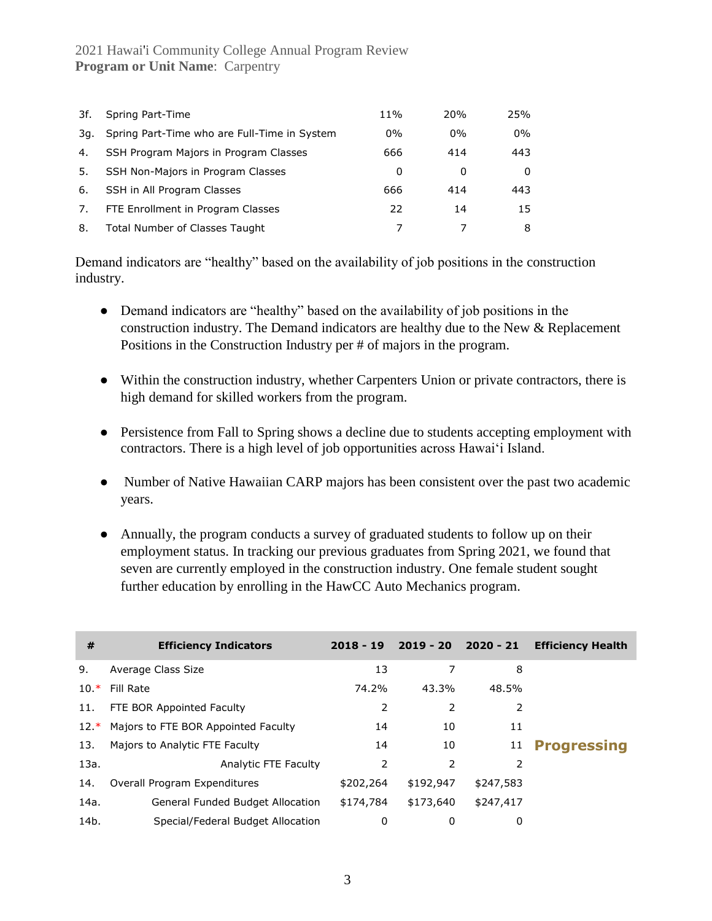| | | | | |
|---|---|---|---|---|
| 3f. | Spring Part-Time | 11% | 20% | 25% |
| 3g. | Spring Part-Time who are Full-Time in System | 0% | 0% | 0% |
| 4. | SSH Program Majors in Program Classes | 666 | 414 | 443 |
| 5. | SSH Non-Majors in Program Classes | 0 | 0 | 0 |
| 6. | SSH in All Program Classes | 666 | 414 | 443 |
| 7. | FTE Enrollment in Program Classes | 22 | 14 | 15 |
| 8. | Total Number of Classes Taught | 7 | 7 | 8 |

Demand indicators are "healthy" based on the availability of job positions in the construction industry.

- Demand indicators are "healthy" based on the availability of job positions in the construction industry. The Demand indicators are healthy due to the New & Replacement Positions in the Construction Industry per # of majors in the program.
- Within the construction industry, whether Carpenters Union or private contractors, there is high demand for skilled workers from the program.
- Persistence from Fall to Spring shows a decline due to students accepting employment with contractors. There is a high level of job opportunities across Hawai‘i Island.
- Number of Native Hawaiian CARP majors has been consistent over the past two academic years.
- Annually, the program conducts a survey of graduated students to follow up on their employment status. In tracking our previous graduates from Spring 2021, we found that seven are currently employed in the construction industry. One female student sought further education by enrolling in the HawCC Auto Mechanics program.

| # | Efficiency Indicators | 2018 - 19 | 2019 - 20 | 2020 - 21 | Efficiency Health |
|---|---|---|---|---|---|
| 9. | Average Class Size | 13 | 7 | 8 | |
| 10.* | Fill Rate | 74.2% | 43.3% | 48.5% | |
| 11. | FTE BOR Appointed Faculty | 2 | 2 | 2 | |
| 12.* | Majors to FTE BOR Appointed Faculty | 14 | 10 | 11 | |
| 13. | Majors to Analytic FTE Faculty | 14 | 10 | 11 | **Progressing** |
| 13a. | Analytic FTE Faculty | 2 | 2 | 2 | |
| 14. | Overall Program Expenditures | $202,264 | $192,947 | $247,583 | |
| 14a. | General Funded Budget Allocation | $174,784 | $173,640 | $247,417 | |
| 14b. | Special/Federal Budget Allocation | 0 | 0 | 0 | |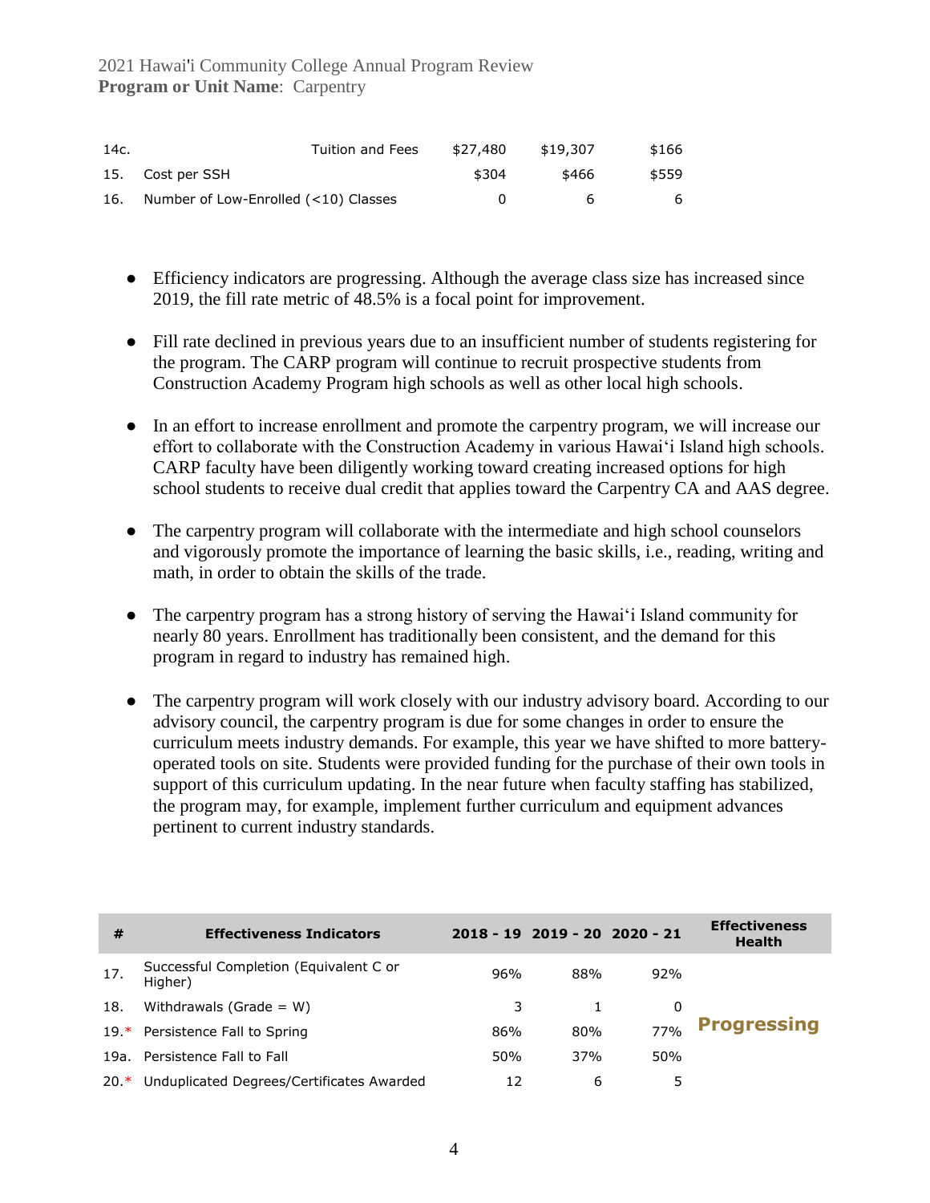| 14c. | Tuition and Fees | $27,480 | $19,307 | $166 |
|---|---|---|---|---|
| 15. | Cost per SSH | $304 | $466 | $559 |
| 16. | Number of Low-Enrolled (<10) Classes | 0 | 6 | 6 |

- Efficiency indicators are progressing. Although the average class size has increased since 2019, the fill rate metric of 48.5% is a focal point for improvement.

- Fill rate declined in previous years due to an insufficient number of students registering for the program. The CARP program will continue to recruit prospective students from Construction Academy Program high schools as well as other local high schools.

- In an effort to increase enrollment and promote the carpentry program, we will increase our effort to collaborate with the Construction Academy in various Hawaiʻi Island high schools. CARP faculty have been diligently working toward creating increased options for high school students to receive dual credit that applies toward the Carpentry CA and AAS degree.

- The carpentry program will collaborate with the intermediate and high school counselors and vigorously promote the importance of learning the basic skills, i.e., reading, writing and math, in order to obtain the skills of the trade.

- The carpentry program has a strong history of serving the Hawaiʻi Island community for nearly 80 years. Enrollment has traditionally been consistent, and the demand for this program in regard to industry has remained high.

- The carpentry program will work closely with our industry advisory board. According to our advisory council, the carpentry program is due for some changes in order to ensure the curriculum meets industry demands. For example, this year we have shifted to more battery-operated tools on site. Students were provided funding for the purchase of their own tools in support of this curriculum updating. In the near future when faculty staffing has stabilized, the program may, for example, implement further curriculum and equipment advances pertinent to current industry standards.

| # | Effectiveness Indicators | 2018 - 19 | 2019 - 20 | 2020 - 21 | Effectiveness Health |
|---|---|---|---|---|---|
| 17. | Successful Completion (Equivalent C or Higher) | 96% | 88% | 92% | Progressing |
| 18. | Withdrawals (Grade = W) | 3 | 1 | 0 | |
| 19.* | Persistence Fall to Spring | 86% | 80% | 77% | |
| 19a. | Persistence Fall to Fall | 50% | 37% | 50% | |
| 20.* | Unduplicated Degrees/Certificates Awarded | 12 | 6 | 5 | |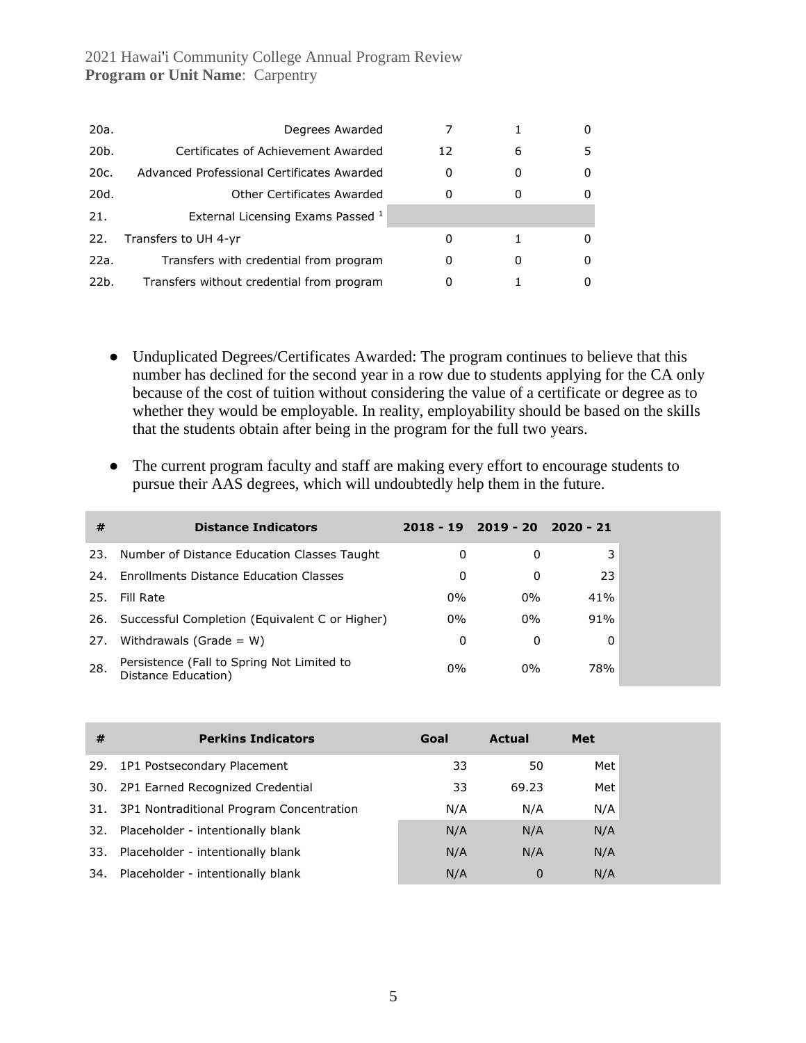| | | | | |
|---|---|---|---|---|
| 20a. | Degrees Awarded | 7 | 1 | 0 |
| 20b. | Certificates of Achievement Awarded | 12 | 6 | 5 |
| 20c. | Advanced Professional Certificates Awarded | 0 | 0 | 0 |
| 20d. | Other Certificates Awarded | 0 | 0 | 0 |
| 21. | External Licensing Exams Passed [1] | | | |
| 22. | Transfers to UH 4-yr | 0 | 1 | 0 |
| 22a. | Transfers with credential from program | 0 | 0 | 0 |
| 22b. | Transfers without credential from program | 0 | 1 | 0 |

- Unduplicated Degrees/Certificates Awarded: The program continues to believe that this number has declined for the second year in a row due to students applying for the CA only because of the cost of tuition without considering the value of a certificate or degree as to whether they would be employable. In reality, employability should be based on the skills that the students obtain after being in the program for the full two years.

- The current program faculty and staff are making every effort to encourage students to pursue their AAS degrees, which will undoubtedly help them in the future.

| # | Distance Indicators | 2018 - 19 | 2019 - 20 | 2020 - 21 |
|---|---|---|---|---|
| 23. | Number of Distance Education Classes Taught | 0 | 0 | 3 |
| 24. | Enrollments Distance Education Classes | 0 | 0 | 23 |
| 25. | Fill Rate | 0% | 0% | 41% |
| 26. | Successful Completion (Equivalent C or Higher) | 0% | 0% | 91% |
| 27. | Withdrawals (Grade = W) | 0 | 0 | 0 |
| 28. | Persistence (Fall to Spring Not Limited to Distance Education) | 0% | 0% | 78% |

| # | Perkins Indicators | Goal | Actual | Met |
|---|---|---|---|---|
| 29. | 1P1 Postsecondary Placement | 33 | 50 | Met |
| 30. | 2P1 Earned Recognized Credential | 33 | 69.23 | Met |
| 31. | 3P1 Nontraditional Program Concentration | N/A | N/A | N/A |
| 32. | Placeholder - intentionally blank | N/A | N/A | N/A |
| 33. | Placeholder - intentionally blank | N/A | N/A | N/A |
| 34. | Placeholder - intentionally blank | N/A | 0 | N/A |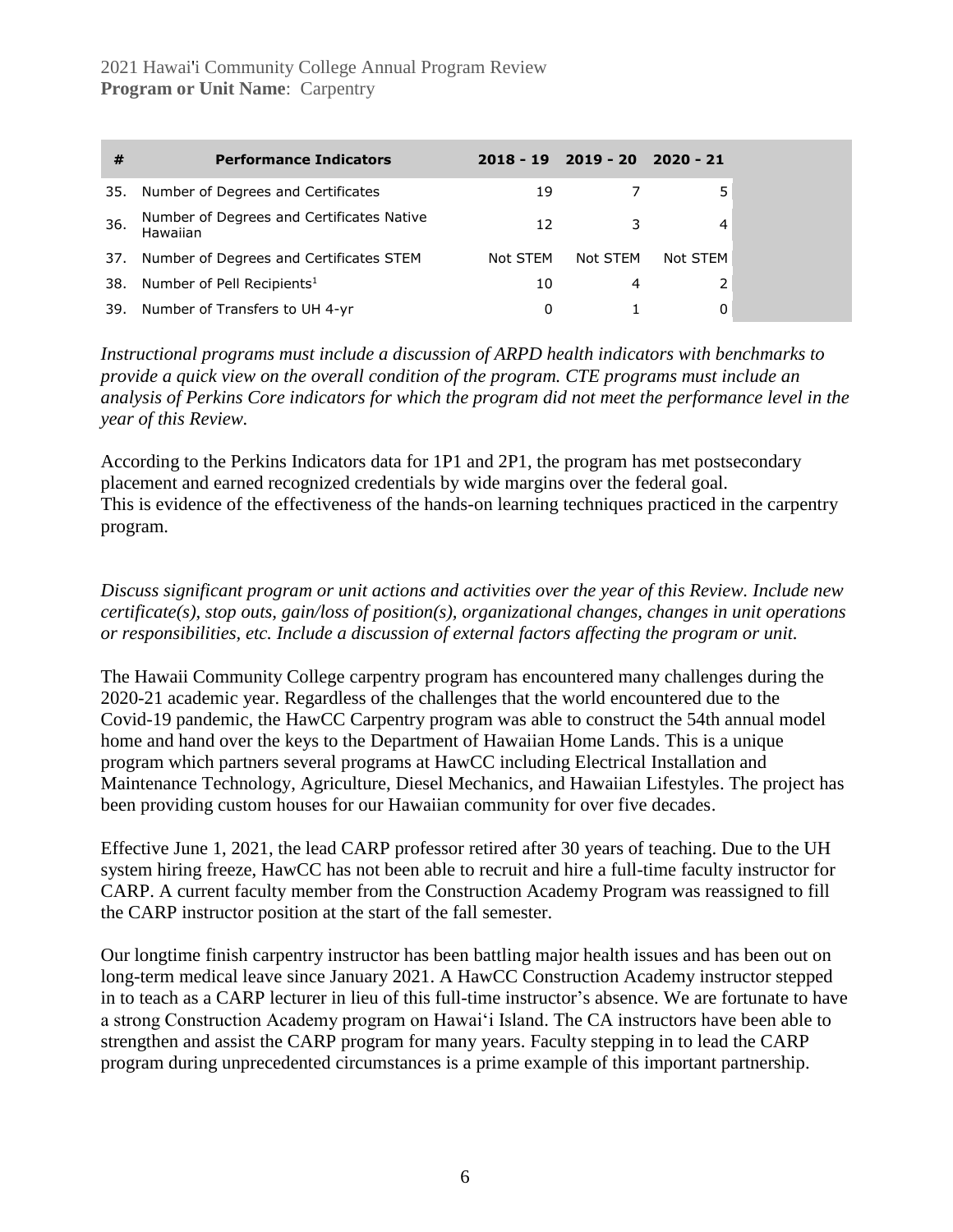| # | Performance Indicators | 2018 - 19 | 2019 - 20 | 2020 - 21 |
|---|---|---|---|---|
| 35. | Number of Degrees and Certificates | 19 | 7 | 5 |
| 36. | Number of Degrees and Certificates Native Hawaiian | 12 | 3 | 4 |
| 37. | Number of Degrees and Certificates STEM | Not STEM | Not STEM | Not STEM |
| 38. | Number of Pell Recipients[1] | 10 | 4 | 2 |
| 39. | Number of Transfers to UH 4-yr | 0 | 1 | 0 |

*Instructional programs must include a discussion of ARPD health indicators with benchmarks to provide a quick view on the overall condition of the program. CTE programs must include an analysis of Perkins Core indicators for which the program did not meet the performance level in the year of this Review.*

According to the Perkins Indicators data for 1P1 and 2P1, the program has met postsecondary placement and earned recognized credentials by wide margins over the federal goal. This is evidence of the effectiveness of the hands-on learning techniques practiced in the carpentry program.

*Discuss significant program or unit actions and activities over the year of this Review. Include new certificate(s), stop outs, gain/loss of position(s), organizational changes, changes in unit operations or responsibilities, etc. Include a discussion of external factors affecting the program or unit.*

The Hawaii Community College carpentry program has encountered many challenges during the 2020-21 academic year. Regardless of the challenges that the world encountered due to the Covid-19 pandemic, the HawCC Carpentry program was able to construct the 54th annual model home and hand over the keys to the Department of Hawaiian Home Lands. This is a unique program which partners several programs at HawCC including Electrical Installation and Maintenance Technology, Agriculture, Diesel Mechanics, and Hawaiian Lifestyles. The project has been providing custom houses for our Hawaiian community for over five decades.

Effective June 1, 2021, the lead CARP professor retired after 30 years of teaching. Due to the UH system hiring freeze, HawCC has not been able to recruit and hire a full-time faculty instructor for CARP. A current faculty member from the Construction Academy Program was reassigned to fill the CARP instructor position at the start of the fall semester.

Our longtime finish carpentry instructor has been battling major health issues and has been out on long-term medical leave since January 2021. A HawCC Construction Academy instructor stepped in to teach as a CARP lecturer in lieu of this full-time instructor's absence. We are fortunate to have a strong Construction Academy program on Hawaiʻi Island. The CA instructors have been able to strengthen and assist the CARP program for many years. Faculty stepping in to lead the CARP program during unprecedented circumstances is a prime example of this important partnership.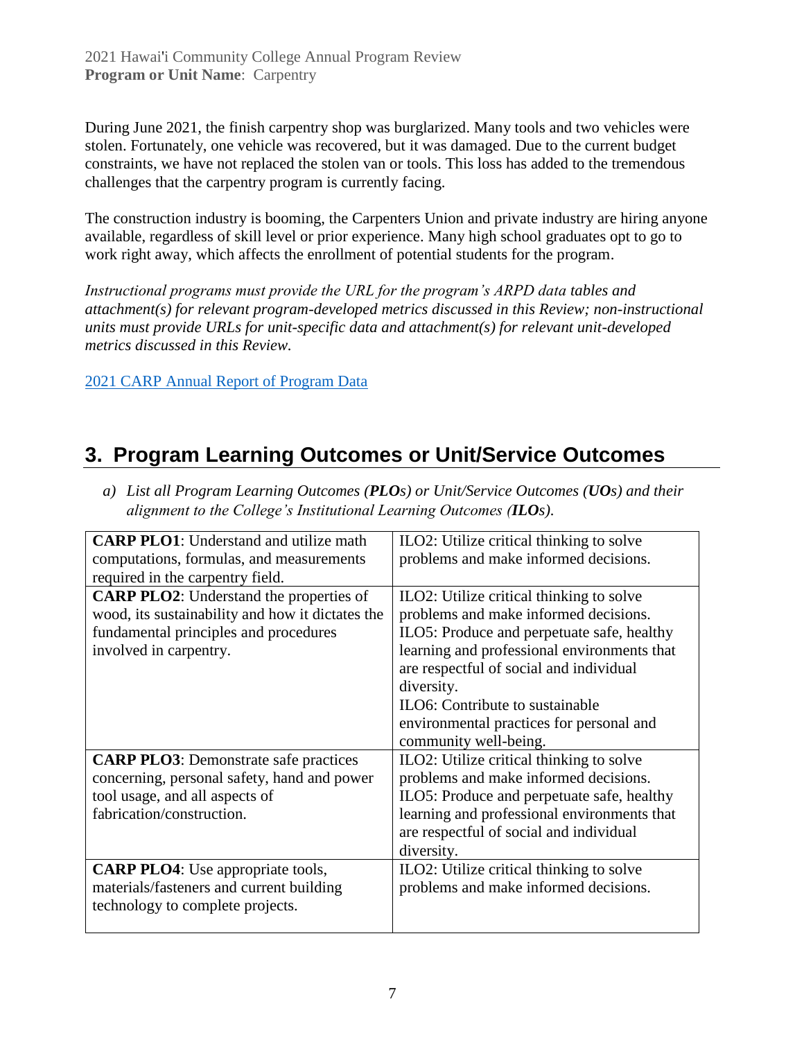During June 2021, the finish carpentry shop was burglarized. Many tools and two vehicles were stolen. Fortunately, one vehicle was recovered, but it was damaged. Due to the current budget constraints, we have not replaced the stolen van or tools. This loss has added to the tremendous challenges that the carpentry program is currently facing.

The construction industry is booming, the Carpenters Union and private industry are hiring anyone available, regardless of skill level or prior experience. Many high school graduates opt to go to work right away, which affects the enrollment of potential students for the program.

*Instructional programs must provide the URL for the program's ARPD data tables and attachment(s) for relevant program-developed metrics discussed in this Review; non-instructional units must provide URLs for unit-specific data and attachment(s) for relevant unit-developed metrics discussed in this Review.*

2021 CARP Annual Report of Program Data

## 3. Program Learning Outcomes or Unit/Service Outcomes

*a) List all Program Learning Outcomes (**PLO**s) or Unit/Service Outcomes (**UO**s) and their alignment to the College's Institutional Learning Outcomes (**ILO**s).*

| | |
|---|---|
| **CARP PLO1**: Understand and utilize math computations, formulas, and measurements required in the carpentry field. | ILO2: Utilize critical thinking to solve problems and make informed decisions. |
| **CARP PLO2**: Understand the properties of wood, its sustainability and how it dictates the fundamental principles and procedures involved in carpentry. | ILO2: Utilize critical thinking to solve problems and make informed decisions.<br>ILO5: Produce and perpetuate safe, healthy learning and professional environments that are respectful of social and individual diversity.<br>ILO6: Contribute to sustainable environmental practices for personal and community well-being. |
| **CARP PLO3**: Demonstrate safe practices concerning, personal safety, hand and power tool usage, and all aspects of fabrication/construction. | ILO2: Utilize critical thinking to solve problems and make informed decisions.<br>ILO5: Produce and perpetuate safe, healthy learning and professional environments that are respectful of social and individual diversity. |
| **CARP PLO4**: Use appropriate tools, materials/fasteners and current building technology to complete projects. | ILO2: Utilize critical thinking to solve problems and make informed decisions. |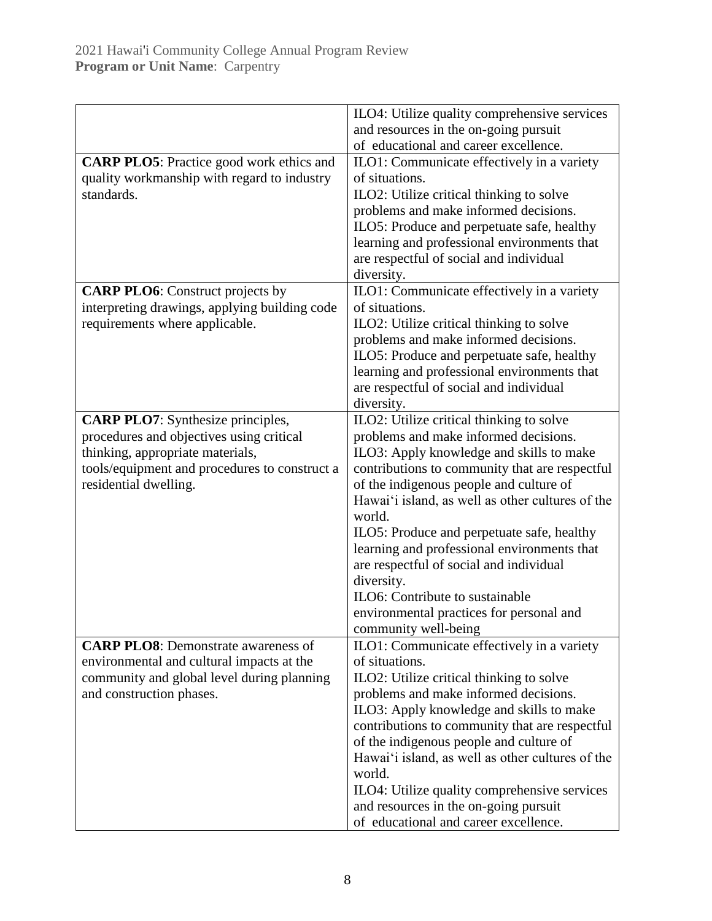| | |
|---|---|
| | ILO4: Utilize quality comprehensive services and resources in the on-going pursuit of educational and career excellence. |
| **CARP PLO5**: Practice good work ethics and quality workmanship with regard to industry standards. | ILO1: Communicate effectively in a variety of situations.<br>ILO2: Utilize critical thinking to solve problems and make informed decisions.<br>ILO5: Produce and perpetuate safe, healthy learning and professional environments that are respectful of social and individual diversity. |
| **CARP PLO6**: Construct projects by interpreting drawings, applying building code requirements where applicable. | ILO1: Communicate effectively in a variety of situations.<br>ILO2: Utilize critical thinking to solve problems and make informed decisions.<br>ILO5: Produce and perpetuate safe, healthy learning and professional environments that are respectful of social and individual diversity. |
| **CARP PLO7**: Synthesize principles, procedures and objectives using critical thinking, appropriate materials, tools/equipment and procedures to construct a residential dwelling. | ILO2: Utilize critical thinking to solve problems and make informed decisions.<br>ILO3: Apply knowledge and skills to make contributions to community that are respectful of the indigenous people and culture of Hawai'i island, as well as other cultures of the world.<br>ILO5: Produce and perpetuate safe, healthy learning and professional environments that are respectful of social and individual diversity.<br>ILO6: Contribute to sustainable environmental practices for personal and community well-being |
| **CARP PLO8**: Demonstrate awareness of environmental and cultural impacts at the community and global level during planning and construction phases. | ILO1: Communicate effectively in a variety of situations.<br>ILO2: Utilize critical thinking to solve problems and make informed decisions.<br>ILO3: Apply knowledge and skills to make contributions to community that are respectful of the indigenous people and culture of Hawai'i island, as well as other cultures of the world.<br>ILO4: Utilize quality comprehensive services and resources in the on-going pursuit of educational and career excellence. |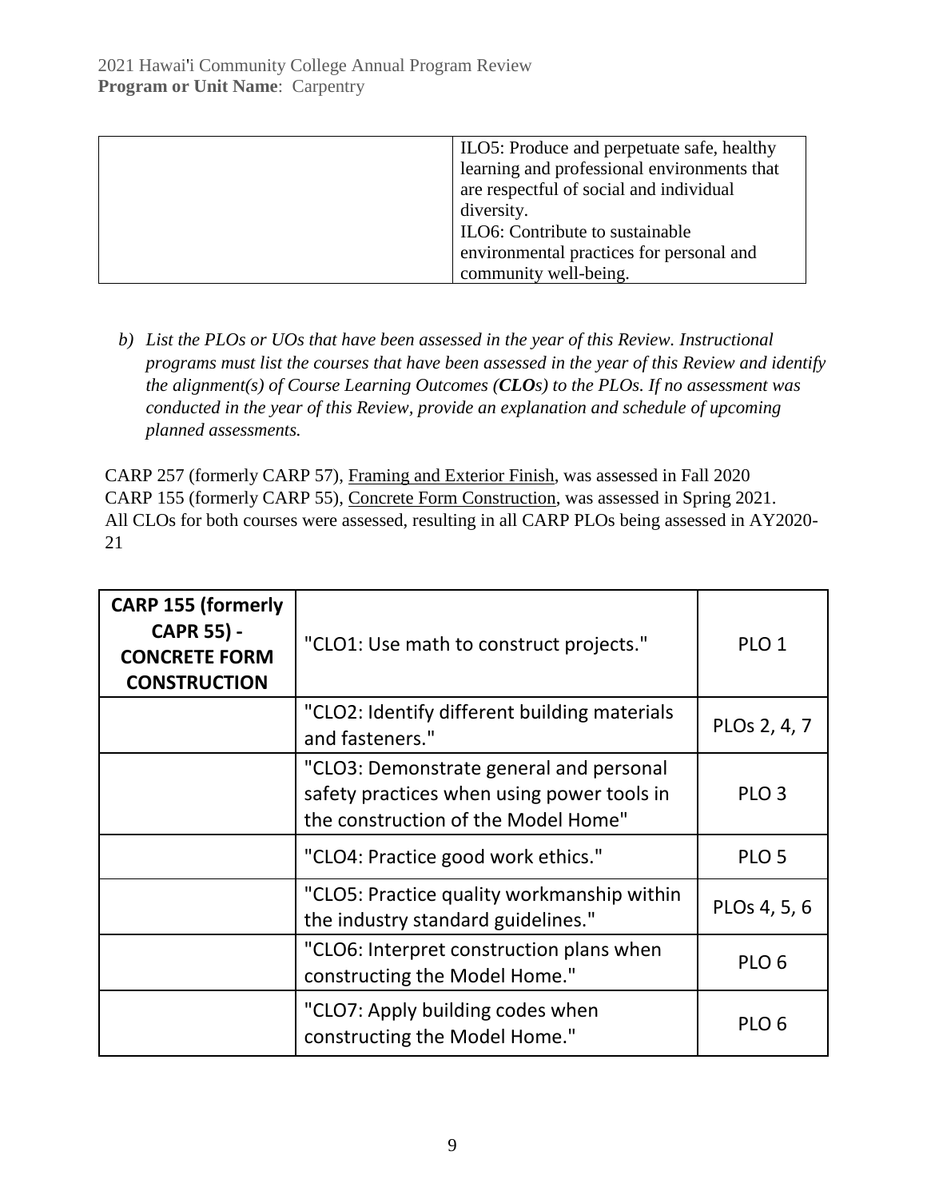| | ILO5: Produce and perpetuate safe, healthy learning and professional environments that are respectful of social and individual diversity.<br>ILO6: Contribute to sustainable environmental practices for personal and community well-being. |
|---|---|

b) *List the PLOs or UOs that have been assessed in the year of this Review. Instructional programs must list the courses that have been assessed in the year of this Review and identify the alignment(s) of Course Learning Outcomes (**CLOs**) to the PLOs. If no assessment was conducted in the year of this Review, provide an explanation and schedule of upcoming planned assessments.*

CARP 257 (formerly CARP 57), Framing and Exterior Finish, was assessed in Fall 2020
CARP 155 (formerly CARP 55), Concrete Form Construction, was assessed in Spring 2021.
All CLOs for both courses were assessed, resulting in all CARP PLOs being assessed in AY2020-21

| **CARP 155 (formerly CAPR 55) - CONCRETE FORM CONSTRUCTION** | "CLO1: Use math to construct projects." | PLO 1 |
|---|---|---|
| | "CLO2: Identify different building materials and fasteners." | PLOs 2, 4, 7 |
| | "CLO3: Demonstrate general and personal safety practices when using power tools in the construction of the Model Home" | PLO 3 |
| | "CLO4: Practice good work ethics." | PLO 5 |
| | "CLO5: Practice quality workmanship within the industry standard guidelines." | PLOs 4, 5, 6 |
| | "CLO6: Interpret construction plans when constructing the Model Home." | PLO 6 |
| | "CLO7: Apply building codes when constructing the Model Home." | PLO 6 |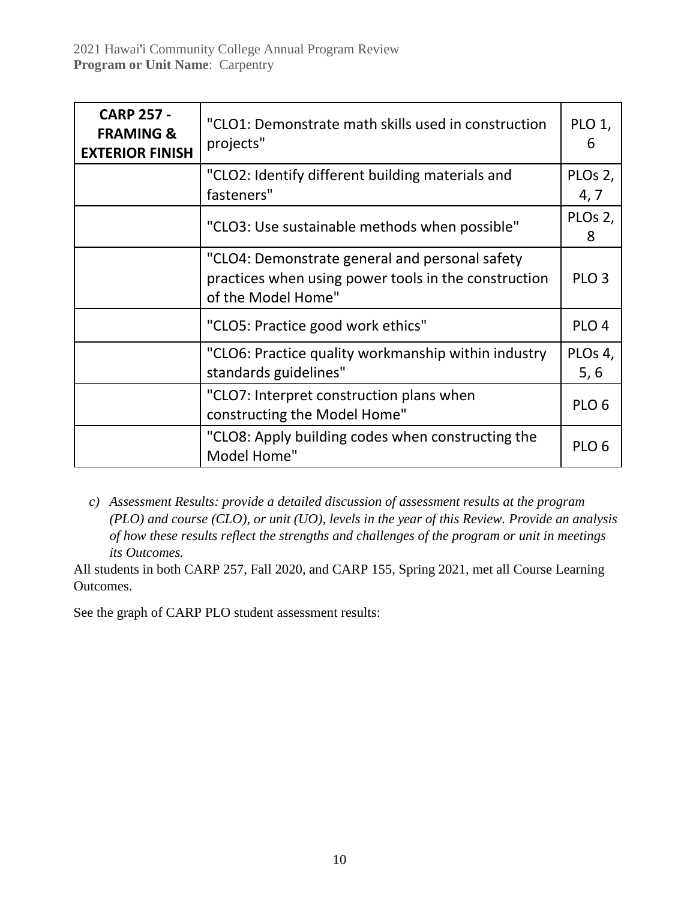| **CARP 257 - FRAMING & EXTERIOR FINISH** | "CLO1: Demonstrate math skills used in construction projects" | PLO 1, 6 |
|---|---|---|
| | "CLO2: Identify different building materials and fasteners" | PLOs 2, 4, 7 |
| | "CLO3: Use sustainable methods when possible" | PLOs 2, 8 |
| | "CLO4: Demonstrate general and personal safety practices when using power tools in the construction of the Model Home" | PLO 3 |
| | "CLO5: Practice good work ethics" | PLO 4 |
| | "CLO6: Practice quality workmanship within industry standards guidelines" | PLOs 4, 5, 6 |
| | "CLO7: Interpret construction plans when constructing the Model Home" | PLO 6 |
| | "CLO8: Apply building codes when constructing the Model Home" | PLO 6 |

c) *Assessment Results: provide a detailed discussion of assessment results at the program (PLO) and course (CLO), or unit (UO), levels in the year of this Review. Provide an analysis of how these results reflect the strengths and challenges of the program or unit in meetings its Outcomes.*

All students in both CARP 257, Fall 2020, and CARP 155, Spring 2021, met all Course Learning Outcomes.

See the graph of CARP PLO student assessment results: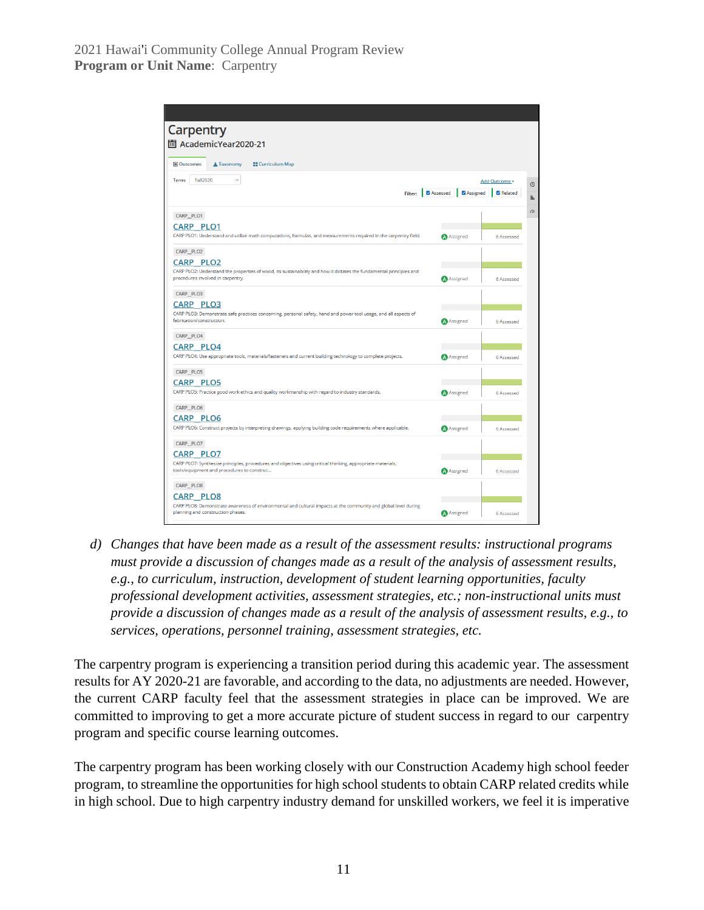Carpentry

AcademicYear2020-21

Outcomes | Taxonomy | Curriculum Map

Term: Fall2020

Add Outcome

Filter: Assessed | Assigned | Related

| Outcome | Status | Assessment |
|---|---|---|
| CARP_PLO1: CARP PLO1: Understand and utilize math computations, formulas, and measurements required in the carpentry field. | Assigned | 6 Assessed |
| CARP_PLO2: CARP PLO2: Understand the properties of wood, its sustainability and how it dictates the fundamental principles and procedures involved in carpentry. | Assigned | 6 Assessed |
| CARP_PLO3: CARP PLO3: Demonstrate safe practices concerning, personal safety, hand and power tool usage, and all aspects of fabrication/construction. | Assigned | 6 Assessed |
| CARP_PLO4: CARP PLO4: Use appropriate tools, materials/fasteners and current building technology to complete projects. | Assigned | 6 Assessed |
| CARP_PLO5: CARP PLO5: Practice good work ethics and quality workmanship with regard to industry standards. | Assigned | 6 Assessed |
| CARP_PLO6: CARP PLO6: Construct projects by interpreting drawings, applying building code requirements where applicable. | Assigned | 6 Assessed |
| CARP_PLO7: CARP PLO7: Synthesize principles, procedures and objectives using critical thinking, appropriate materials, tools/equipment and procedures to construc... | Assigned | 6 Assessed |
| CARP_PLO8: CARP PLO8: Demonstrate awareness of environmental and cultural impacts at the community and global level during planning and construction phases. | Assigned | 6 Assessed |

d) *Changes that have been made as a result of the assessment results: instructional programs must provide a discussion of changes made as a result of the analysis of assessment results, e.g., to curriculum, instruction, development of student learning opportunities, faculty professional development activities, assessment strategies, etc.; non-instructional units must provide a discussion of changes made as a result of the analysis of assessment results, e.g., to services, operations, personnel training, assessment strategies, etc.*

The carpentry program is experiencing a transition period during this academic year. The assessment results for AY 2020-21 are favorable, and according to the data, no adjustments are needed. However, the current CARP faculty feel that the assessment strategies in place can be improved. We are committed to improving to get a more accurate picture of student success in regard to our carpentry program and specific course learning outcomes.

The carpentry program has been working closely with our Construction Academy high school feeder program, to streamline the opportunities for high school students to obtain CARP related credits while in high school. Due to high carpentry industry demand for unskilled workers, we feel it is imperative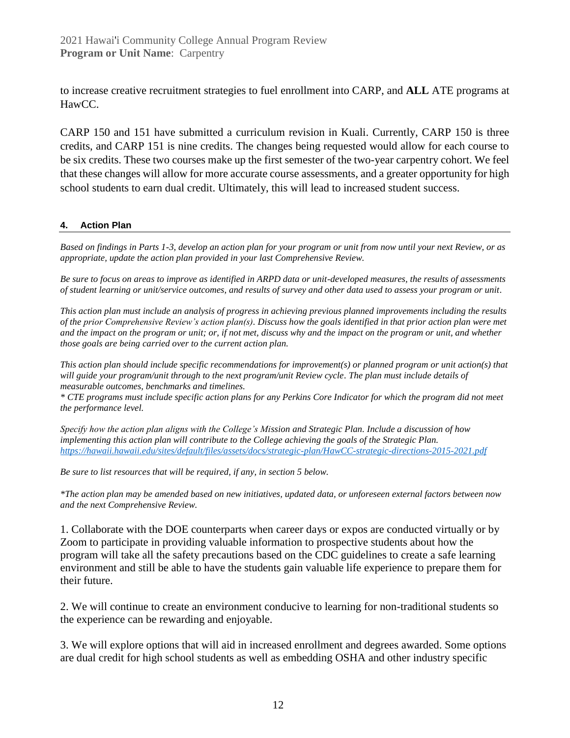to increase creative recruitment strategies to fuel enrollment into CARP, and **ALL** ATE programs at HawCC.

CARP 150 and 151 have submitted a curriculum revision in Kuali. Currently, CARP 150 is three credits, and CARP 151 is nine credits. The changes being requested would allow for each course to be six credits. These two courses make up the first semester of the two-year carpentry cohort. We feel that these changes will allow for more accurate course assessments, and a greater opportunity for high school students to earn dual credit. Ultimately, this will lead to increased student success.

## 4. Action Plan

*Based on findings in Parts 1-3, develop an action plan for your program or unit from now until your next Review, or as appropriate, update the action plan provided in your last Comprehensive Review.*

*Be sure to focus on areas to improve as identified in ARPD data or unit-developed measures, the results of assessments of student learning or unit/service outcomes, and results of survey and other data used to assess your program or unit.*

*This action plan must include an analysis of progress in achieving previous planned improvements including the results of the prior Comprehensive Review's action plan(s). Discuss how the goals identified in that prior action plan were met and the impact on the program or unit; or, if not met, discuss why and the impact on the program or unit, and whether those goals are being carried over to the current action plan.*

*This action plan should include specific recommendations for improvement(s) or planned program or unit action(s) that will guide your program/unit through to the next program/unit Review cycle. The plan must include details of measurable outcomes, benchmarks and timelines.*
*\* CTE programs must include specific action plans for any Perkins Core Indicator for which the program did not meet the performance level.*

*Specify how the action plan aligns with the College's Mission and Strategic Plan. Include a discussion of how implementing this action plan will contribute to the College achieving the goals of the Strategic Plan.* *https://hawaii.hawaii.edu/sites/default/files/assets/docs/strategic-plan/HawCC-strategic-directions-2015-2021.pdf*

*Be sure to list resources that will be required, if any, in section 5 below.*

*\*The action plan may be amended based on new initiatives, updated data, or unforeseen external factors between now and the next Comprehensive Review.*

1. Collaborate with the DOE counterparts when career days or expos are conducted virtually or by Zoom to participate in providing valuable information to prospective students about how the program will take all the safety precautions based on the CDC guidelines to create a safe learning environment and still be able to have the students gain valuable life experience to prepare them for their future.

2. We will continue to create an environment conducive to learning for non-traditional students so the experience can be rewarding and enjoyable.

3. We will explore options that will aid in increased enrollment and degrees awarded. Some options are dual credit for high school students as well as embedding OSHA and other industry specific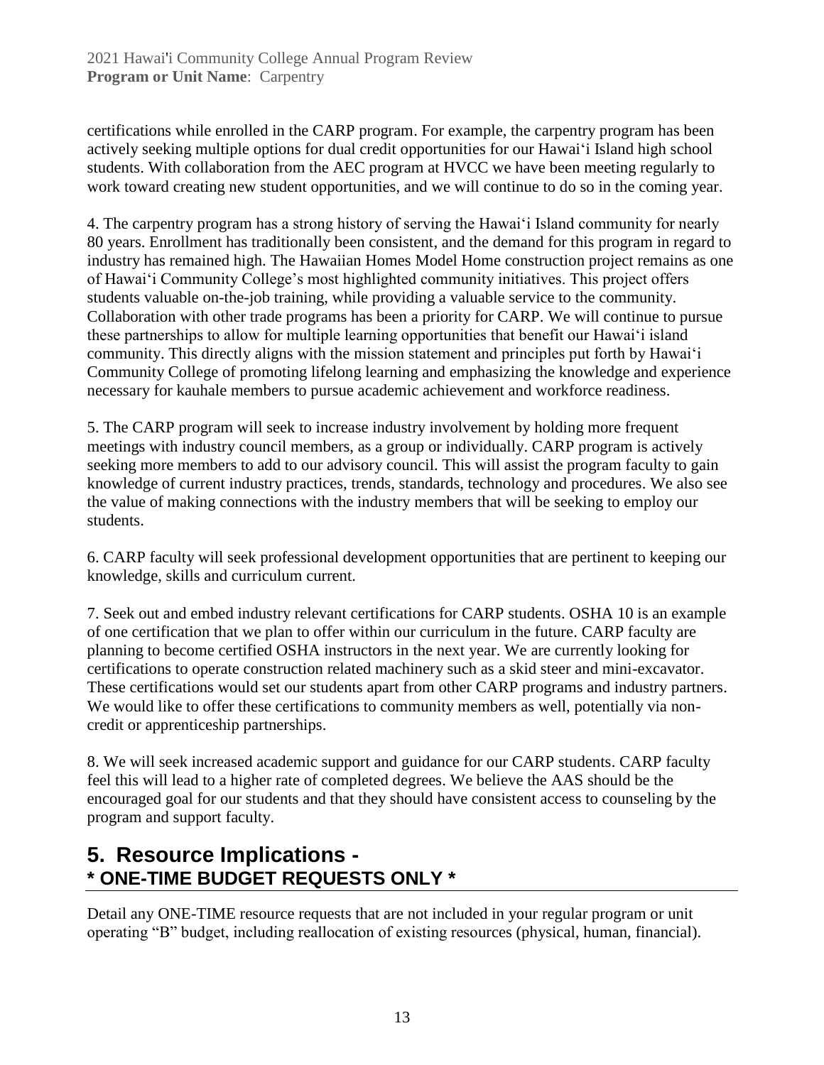certifications while enrolled in the CARP program. For example, the carpentry program has been actively seeking multiple options for dual credit opportunities for our Hawaiʻi Island high school students. With collaboration from the AEC program at HVCC we have been meeting regularly to work toward creating new student opportunities, and we will continue to do so in the coming year.

4. The carpentry program has a strong history of serving the Hawaiʻi Island community for nearly 80 years. Enrollment has traditionally been consistent, and the demand for this program in regard to industry has remained high. The Hawaiian Homes Model Home construction project remains as one of Hawaiʻi Community College's most highlighted community initiatives. This project offers students valuable on-the-job training, while providing a valuable service to the community. Collaboration with other trade programs has been a priority for CARP. We will continue to pursue these partnerships to allow for multiple learning opportunities that benefit our Hawaiʻi island community. This directly aligns with the mission statement and principles put forth by Hawaiʻi Community College of promoting lifelong learning and emphasizing the knowledge and experience necessary for kauhale members to pursue academic achievement and workforce readiness.

5. The CARP program will seek to increase industry involvement by holding more frequent meetings with industry council members, as a group or individually. CARP program is actively seeking more members to add to our advisory council. This will assist the program faculty to gain knowledge of current industry practices, trends, standards, technology and procedures. We also see the value of making connections with the industry members that will be seeking to employ our students.

6. CARP faculty will seek professional development opportunities that are pertinent to keeping our knowledge, skills and curriculum current.

7. Seek out and embed industry relevant certifications for CARP students. OSHA 10 is an example of one certification that we plan to offer within our curriculum in the future. CARP faculty are planning to become certified OSHA instructors in the next year. We are currently looking for certifications to operate construction related machinery such as a skid steer and mini-excavator. These certifications would set our students apart from other CARP programs and industry partners. We would like to offer these certifications to community members as well, potentially via non-credit or apprenticeship partnerships.

8. We will seek increased academic support and guidance for our CARP students. CARP faculty feel this will lead to a higher rate of completed degrees. We believe the AAS should be the encouraged goal for our students and that they should have consistent access to counseling by the program and support faculty.

## 5. Resource Implications - * ONE-TIME BUDGET REQUESTS ONLY *

Detail any ONE-TIME resource requests that are not included in your regular program or unit operating "B" budget, including reallocation of existing resources (physical, human, financial).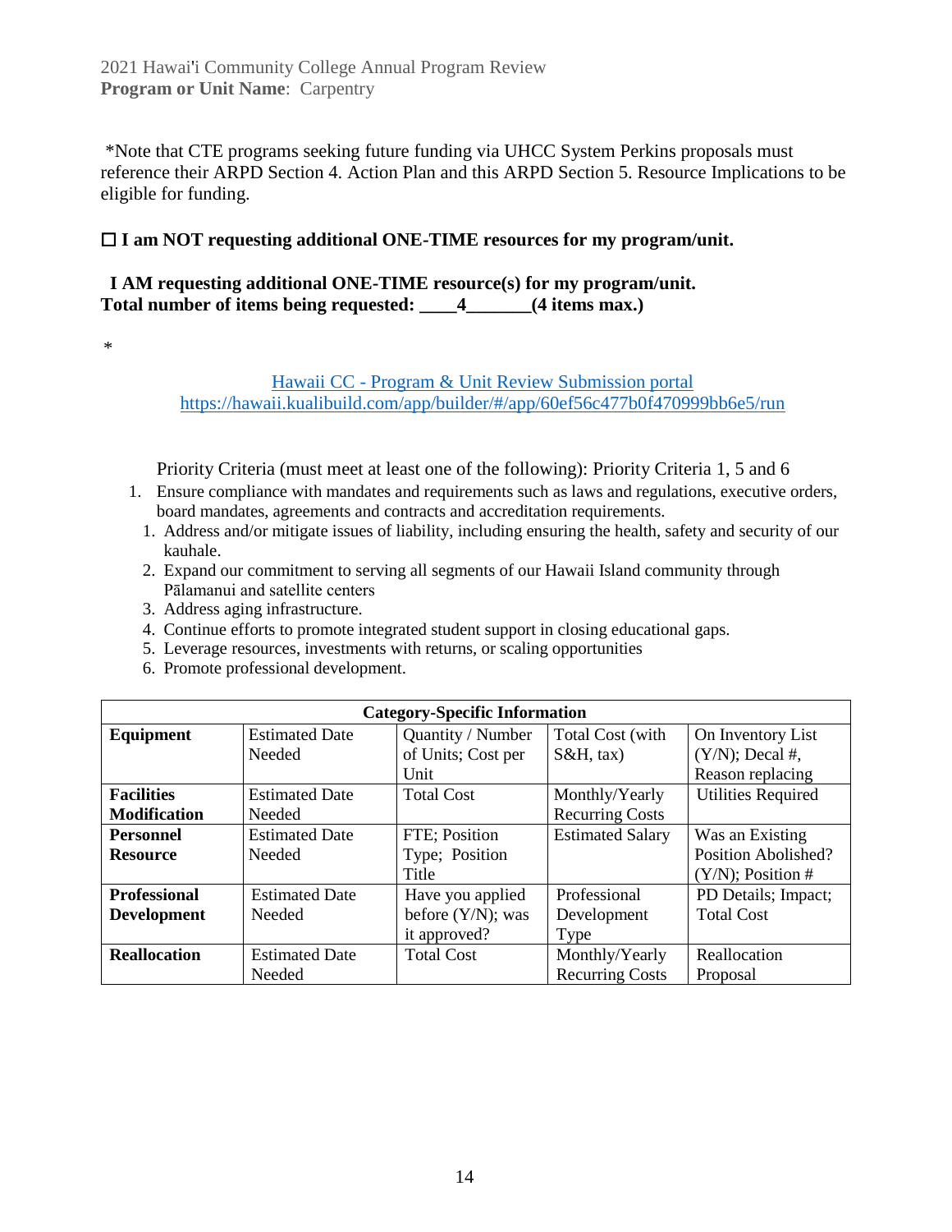*Note that CTE programs seeking future funding via UHCC System Perkins proposals must reference their ARPD Section 4. Action Plan and this ARPD Section 5. Resource Implications to be eligible for funding.

**☐ I am NOT requesting additional ONE-TIME resources for my program/unit.**

**I AM requesting additional ONE-TIME resource(s) for my program/unit.**
**Total number of items being requested: \_\_\_\_4\_\_\_\_\_\_\_(4 items max.)**

*

[Hawaii CC - Program & Unit Review Submission portal](https://hawaii.kualibuild.com/app/builder/#/app/60ef56c477b0f470999bb6e5/run)
[https://hawaii.kualibuild.com/app/builder/#/app/60ef56c477b0f470999bb6e5/run](https://hawaii.kualibuild.com/app/builder/#/app/60ef56c477b0f470999bb6e5/run)

Priority Criteria (must meet at least one of the following): Priority Criteria 1, 5 and 6

1. Ensure compliance with mandates and requirements such as laws and regulations, executive orders, board mandates, agreements and contracts and accreditation requirements.
    1. Address and/or mitigate issues of liability, including ensuring the health, safety and security of our kauhale.
    2. Expand our commitment to serving all segments of our Hawaii Island community through Pālamanui and satellite centers
    3. Address aging infrastructure.
    4. Continue efforts to promote integrated student support in closing educational gaps.
    5. Leverage resources, investments with returns, or scaling opportunities
    6. Promote professional development.

| Category-Specific Information | | | | |
|---|---|---|---|---|
| **Equipment** | Estimated Date Needed | Quantity / Number of Units; Cost per Unit | Total Cost (with S&H, tax) | On Inventory List (Y/N); Decal #, Reason replacing |
| **Facilities Modification** | Estimated Date Needed | Total Cost | Monthly/Yearly Recurring Costs | Utilities Required |
| **Personnel Resource** | Estimated Date Needed | FTE; Position Type; Position Title | Estimated Salary | Was an Existing Position Abolished? (Y/N); Position # |
| **Professional Development** | Estimated Date Needed | Have you applied before (Y/N); was it approved? | Professional Development Type | PD Details; Impact; Total Cost |
| **Reallocation** | Estimated Date Needed | Total Cost | Monthly/Yearly Recurring Costs | Reallocation Proposal |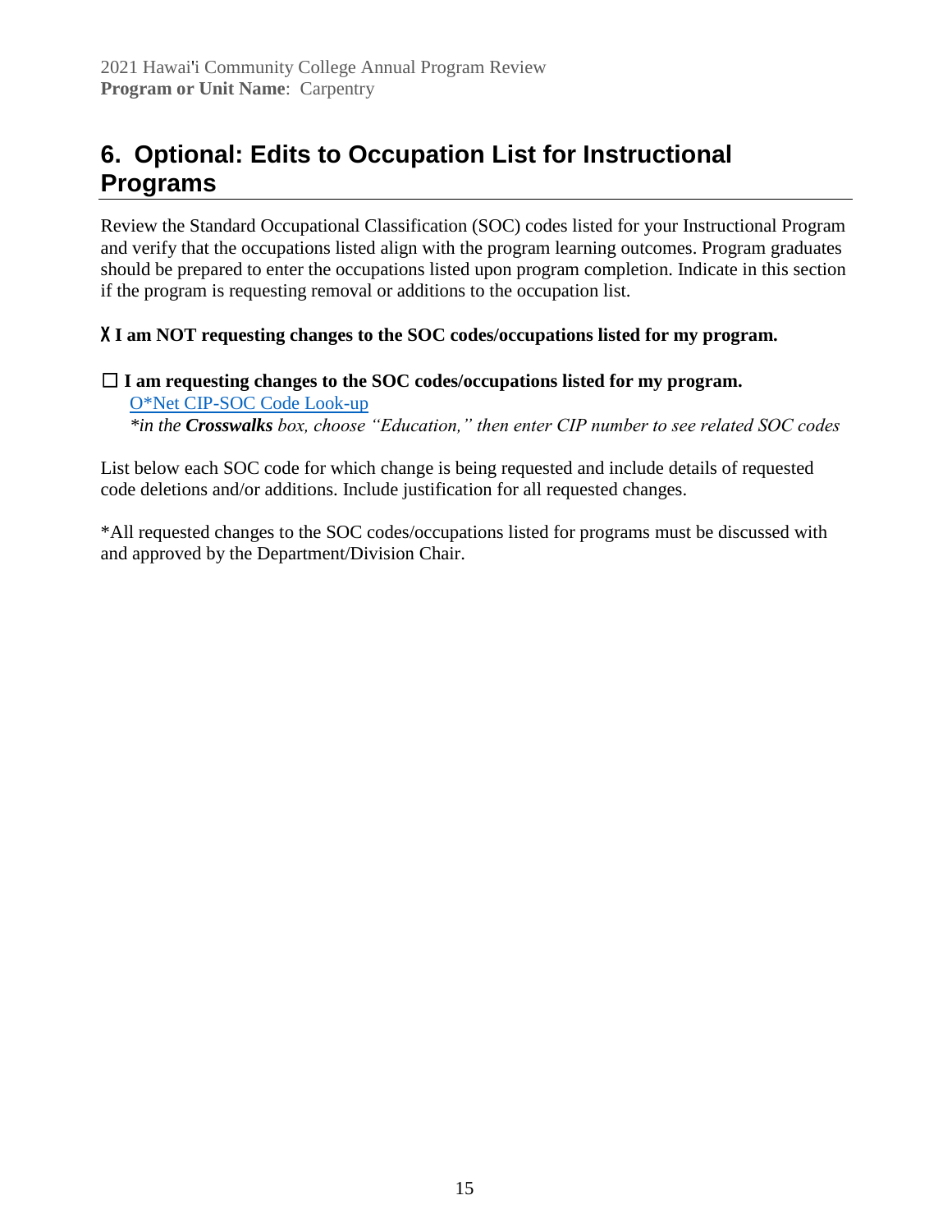## 6. Optional: Edits to Occupation List for Instructional Programs

Review the Standard Occupational Classification (SOC) codes listed for your Instructional Program and verify that the occupations listed align with the program learning outcomes. Program graduates should be prepared to enter the occupations listed upon program completion. Indicate in this section if the program is requesting removal or additions to the occupation list.

**X I am NOT requesting changes to the SOC codes/occupations listed for my program.**

**☐ I am requesting changes to the SOC codes/occupations listed for my program.**

[O*Net CIP-SOC Code Look-up]

**in the** ***Crosswalks*** *box, choose "Education," then enter CIP number to see related SOC codes*

List below each SOC code for which change is being requested and include details of requested code deletions and/or additions. Include justification for all requested changes.

*All requested changes to the SOC codes/occupations listed for programs must be discussed with and approved by the Department/Division Chair.